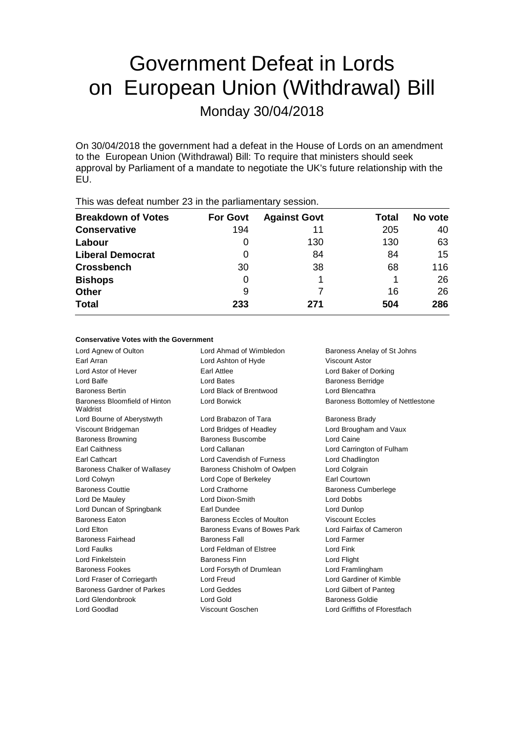# Government Defeat in Lords on European Union (Withdrawal) Bill

Monday 30/04/2018

On 30/04/2018 the government had a defeat in the House of Lords on an amendment to the European Union (Withdrawal) Bill: To require that ministers should seek approval by Parliament of a mandate to negotiate the UK's future relationship with the EU.

This was defeat number 23 in the parliamentary session.

| Breakdown of Votes | For Govt | Against Govt | Total | No vote |
|---|---|---|---|---|
| **Conservative** | 194 | 11 | 205 | 40 |
| **Labour** | 0 | 130 | 130 | 63 |
| **Liberal Democrat** | 0 | 84 | 84 | 15 |
| **Crossbench** | 30 | 38 | 68 | 116 |
| **Bishops** | 0 | 1 | 1 | 26 |
| **Other** | 9 | 7 | 16 | 26 |
| **Total** | **233** | **271** | **504** | **286** |

#### Conservative Votes with the Government

Lord Agnew of Oulton
Lord Ahmad of Wimbledon
Baroness Anelay of St Johns
Earl Arran
Lord Ashton of Hyde
Viscount Astor
Lord Astor of Hever
Earl Attlee
Lord Baker of Dorking
Lord Balfe
Lord Bates
Baroness Berridge
Baroness Bertin
Lord Black of Brentwood
Lord Blencathra
Baroness Bloomfield of Hinton Waldrist
Lord Borwick
Baroness Bottomley of Nettlestone
Lord Bourne of Aberystwyth
Lord Brabazon of Tara
Baroness Brady
Viscount Bridgeman
Lord Bridges of Headley
Lord Brougham and Vaux
Baroness Browning
Baroness Buscombe
Lord Caine
Earl Caithness
Lord Callanan
Lord Carrington of Fulham
Earl Cathcart
Lord Cavendish of Furness
Lord Chadlington
Baroness Chalker of Wallasey
Baroness Chisholm of Owlpen
Lord Colgrain
Lord Colwyn
Lord Cope of Berkeley
Earl Courtown
Baroness Couttie
Lord Crathorne
Baroness Cumberlege
Lord De Mauley
Lord Dixon-Smith
Lord Dobbs
Lord Duncan of Springbank
Earl Dundee
Lord Dunlop
Baroness Eaton
Baroness Eccles of Moulton
Viscount Eccles
Lord Elton
Baroness Evans of Bowes Park
Lord Fairfax of Cameron
Baroness Fairhead
Baroness Fall
Lord Farmer
Lord Faulks
Lord Feldman of Elstree
Lord Fink
Lord Finkelstein
Baroness Finn
Lord Flight
Baroness Fookes
Lord Forsyth of Drumlean
Lord Framlingham
Lord Fraser of Corriegarth
Lord Freud
Lord Gardiner of Kimble
Baroness Gardner of Parkes
Lord Geddes
Lord Gilbert of Panteg
Lord Glendonbrook
Lord Gold
Baroness Goldie
Lord Goodlad
Viscount Goschen
Lord Griffiths of Fforestfach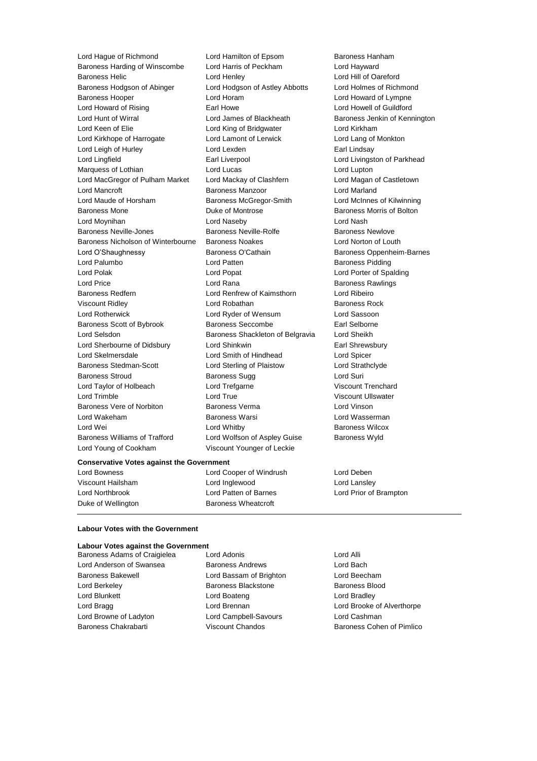Lord Hague of Richmond
Lord Hamilton of Epsom
Baroness Hanham
Baroness Harding of Winscombe
Lord Harris of Peckham
Lord Hayward
Baroness Helic
Lord Henley
Lord Hill of Oareford
Baroness Hodgson of Abinger
Lord Hodgson of Astley Abbotts
Lord Holmes of Richmond
Baroness Hooper
Lord Horam
Lord Howard of Lympne
Lord Howard of Rising
Earl Howe
Lord Howell of Guildford
Lord Hunt of Wirral
Lord James of Blackheath
Baroness Jenkin of Kennington
Lord Keen of Elie
Lord King of Bridgwater
Lord Kirkham
Lord Kirkhope of Harrogate
Lord Lamont of Lerwick
Lord Lang of Monkton
Lord Leigh of Hurley
Lord Lexden
Earl Lindsay
Lord Lingfield
Earl Liverpool
Lord Livingston of Parkhead
Marquess of Lothian
Lord Lucas
Lord Lupton
Lord MacGregor of Pulham Market
Lord Mackay of Clashfern
Lord Magan of Castletown
Lord Mancroft
Baroness Manzoor
Lord Marland
Lord Maude of Horsham
Baroness McGregor-Smith
Lord McInnes of Kilwinning
Baroness Mone
Duke of Montrose
Baroness Morris of Bolton
Lord Moynihan
Lord Naseby
Lord Nash
Baroness Neville-Jones
Baroness Neville-Rolfe
Baroness Newlove
Baroness Nicholson of Winterbourne
Baroness Noakes
Lord Norton of Louth
Lord O'Shaughnessy
Baroness O'Cathain
Baroness Oppenheim-Barnes
Lord Palumbo
Lord Patten
Baroness Pidding
Lord Polak
Lord Popat
Lord Porter of Spalding
Lord Price
Lord Rana
Baroness Rawlings
Baroness Redfern
Lord Renfrew of Kaimsthorn
Lord Ribeiro
Viscount Ridley
Lord Robathan
Baroness Rock
Lord Rotherwick
Lord Ryder of Wensum
Lord Sassoon
Baroness Scott of Bybrook
Baroness Seccombe
Earl Selborne
Lord Selsdon
Baroness Shackleton of Belgravia
Lord Sheikh
Lord Sherbourne of Didsbury
Lord Shinkwin
Earl Shrewsbury
Lord Skelmersdale
Lord Smith of Hindhead
Lord Spicer
Baroness Stedman-Scott
Lord Sterling of Plaistow
Lord Strathclyde
Baroness Stroud
Baroness Sugg
Lord Suri
Lord Taylor of Holbeach
Lord Trefgarne
Viscount Trenchard
Lord Trimble
Lord True
Viscount Ullswater
Baroness Vere of Norbiton
Baroness Verma
Lord Vinson
Lord Wakeham
Baroness Warsi
Lord Wasserman
Lord Wei
Lord Whitby
Baroness Wilcox
Baroness Williams of Trafford
Lord Wolfson of Aspley Guise
Baroness Wyld
Lord Young of Cookham
Viscount Younger of Leckie

**Conservative Votes against the Government**

Lord Bowness
Lord Cooper of Windrush
Lord Deben
Viscount Hailsham
Lord Inglewood
Lord Lansley
Lord Northbrook
Lord Patten of Barnes
Lord Prior of Brampton
Duke of Wellington
Baroness Wheatcroft

---

**Labour Votes with the Government**

**Labour Votes against the Government**

Baroness Adams of Craigielea
Lord Adonis
Lord Alli
Lord Anderson of Swansea
Baroness Andrews
Lord Bach
Baroness Bakewell
Lord Bassam of Brighton
Lord Beecham
Lord Berkeley
Baroness Blackstone
Baroness Blood
Lord Blunkett
Lord Boateng
Lord Bradley
Lord Bragg
Lord Brennan
Lord Brooke of Alverthorpe
Lord Browne of Ladyton
Lord Campbell-Savours
Lord Cashman
Baroness Chakrabarti
Viscount Chandos
Baroness Cohen of Pimlico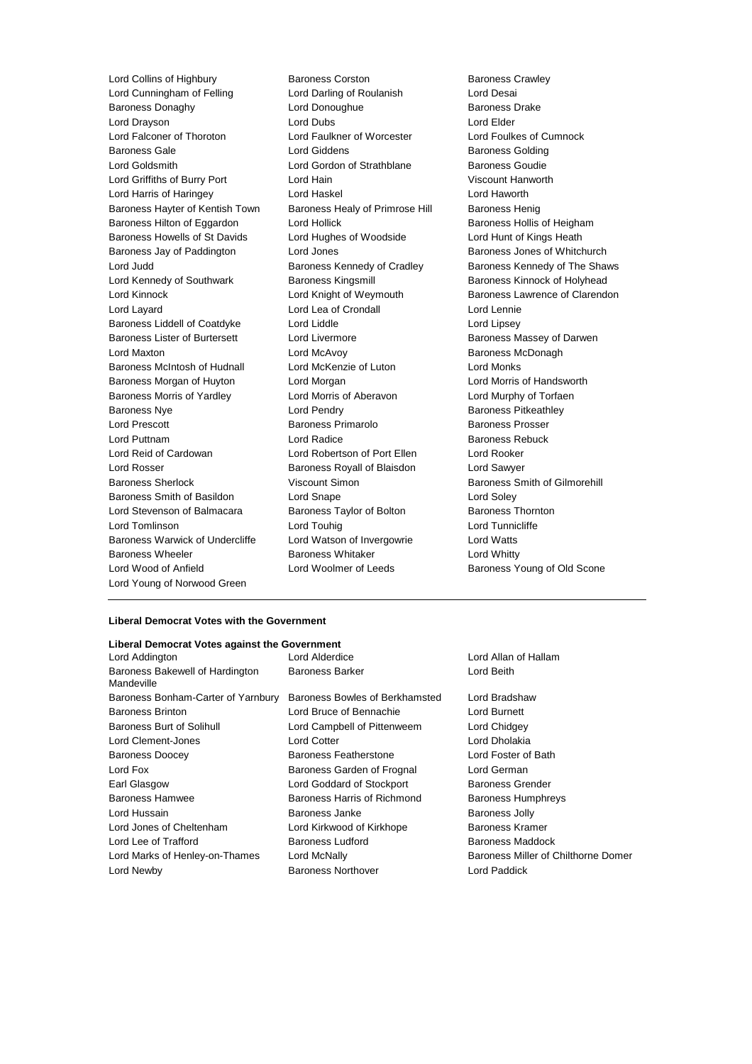Lord Collins of Highbury, Baroness Corston, Baroness Crawley, Lord Cunningham of Felling, Lord Darling of Roulanish, Lord Desai, Baroness Donaghy, Lord Donoughue, Baroness Drake, Lord Drayson, Lord Dubs, Lord Elder, Lord Falconer of Thoroton, Lord Faulkner of Worcester, Lord Foulkes of Cumnock, Baroness Gale, Lord Giddens, Baroness Golding, Lord Goldsmith, Lord Gordon of Strathblane, Baroness Goudie, Lord Griffiths of Burry Port, Lord Hain, Viscount Hanworth, Lord Harris of Haringey, Lord Haskel, Lord Haworth, Baroness Hayter of Kentish Town, Baroness Healy of Primrose Hill, Baroness Henig, Baroness Hilton of Eggardon, Lord Hollick, Baroness Hollis of Heigham, Baroness Howells of St Davids, Lord Hughes of Woodside, Lord Hunt of Kings Heath, Baroness Jay of Paddington, Lord Jones, Baroness Jones of Whitchurch, Lord Judd, Baroness Kennedy of Cradley, Baroness Kennedy of The Shaws, Lord Kennedy of Southwark, Baroness Kingsmill, Baroness Kinnock of Holyhead, Lord Kinnock, Lord Knight of Weymouth, Baroness Lawrence of Clarendon, Lord Layard, Lord Lea of Crondall, Lord Lennie, Baroness Liddell of Coatdyke, Lord Liddle, Lord Lipsey, Baroness Lister of Burtersett, Lord Livermore, Baroness Massey of Darwen, Lord Maxton, Lord McAvoy, Baroness McDonagh, Baroness McIntosh of Hudnall, Lord McKenzie of Luton, Lord Monks, Baroness Morgan of Huyton, Lord Morgan, Lord Morris of Handsworth, Baroness Morris of Yardley, Lord Morris of Aberavon, Lord Murphy of Torfaen, Baroness Nye, Lord Pendry, Baroness Pitkeathley, Lord Prescott, Baroness Primarolo, Baroness Prosser, Lord Puttnam, Lord Radice, Baroness Rebuck, Lord Reid of Cardowan, Lord Robertson of Port Ellen, Lord Rooker, Lord Rosser, Baroness Royall of Blaisdon, Lord Sawyer, Baroness Sherlock, Viscount Simon, Baroness Smith of Gilmorehill, Baroness Smith of Basildon, Lord Snape, Lord Soley, Lord Stevenson of Balmacara, Baroness Taylor of Bolton, Baroness Thornton, Lord Tomlinson, Lord Touhig, Lord Tunnicliffe, Baroness Warwick of Undercliffe, Lord Watson of Invergowrie, Lord Watts, Baroness Wheeler, Baroness Whitaker, Lord Whitty, Lord Wood of Anfield, Lord Woolmer of Leeds, Baroness Young of Old Scone, Lord Young of Norwood Green

---

**Liberal Democrat Votes with the Government**

**Liberal Democrat Votes against the Government**

Lord Addington, Lord Alderdice, Lord Allan of Hallam, Baroness Bakewell of Hardington Mandeville, Baroness Barker, Lord Beith, Baroness Bonham-Carter of Yarnbury, Baroness Bowles of Berkhamsted, Lord Bradshaw, Baroness Brinton, Lord Bruce of Bennachie, Lord Burnett, Baroness Burt of Solihull, Lord Campbell of Pittenweem, Lord Chidgey, Lord Clement-Jones, Lord Cotter, Lord Dholakia, Baroness Doocey, Baroness Featherstone, Lord Foster of Bath, Lord Fox, Baroness Garden of Frognal, Lord German, Earl Glasgow, Lord Goddard of Stockport, Baroness Grender, Baroness Hamwee, Baroness Harris of Richmond, Baroness Humphreys, Lord Hussain, Baroness Janke, Baroness Jolly, Lord Jones of Cheltenham, Lord Kirkwood of Kirkhope, Baroness Kramer, Lord Lee of Trafford, Baroness Ludford, Baroness Maddock, Lord Marks of Henley-on-Thames, Lord McNally, Baroness Miller of Chilthorne Domer, Lord Newby, Baroness Northover, Lord Paddick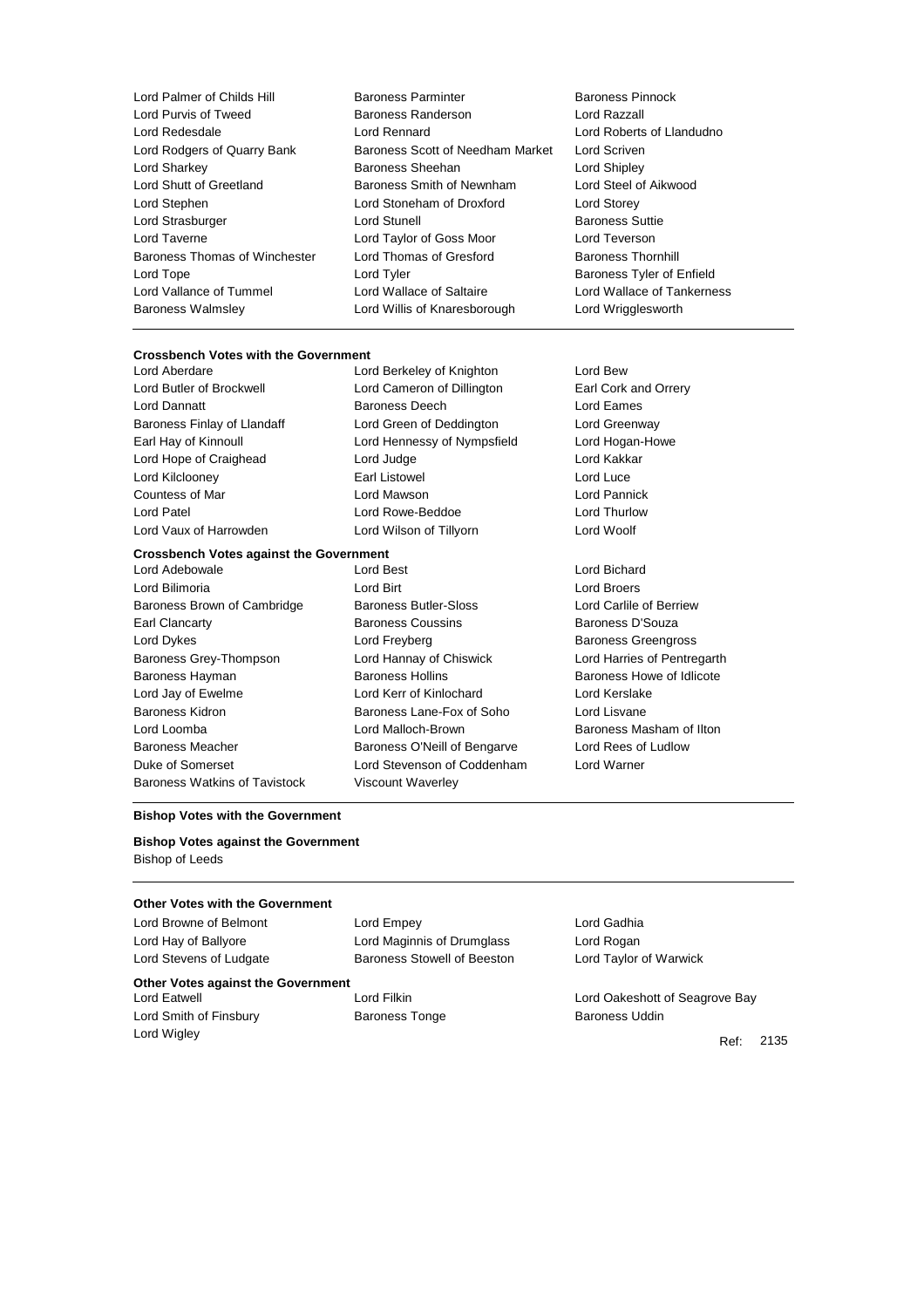| | | |
|---|---|---|
| Lord Palmer of Childs Hill | Baroness Parminter | Baroness Pinnock |
| Lord Purvis of Tweed | Baroness Randerson | Lord Razzall |
| Lord Redesdale | Lord Rennard | Lord Roberts of Llandudno |
| Lord Rodgers of Quarry Bank | Baroness Scott of Needham Market | Lord Scriven |
| Lord Sharkey | Baroness Sheehan | Lord Shipley |
| Lord Shutt of Greetland | Baroness Smith of Newnham | Lord Steel of Aikwood |
| Lord Stephen | Lord Stoneham of Droxford | Lord Storey |
| Lord Strasburger | Lord Stunell | Baroness Suttie |
| Lord Taverne | Lord Taylor of Goss Moor | Lord Teverson |
| Baroness Thomas of Winchester | Lord Thomas of Gresford | Baroness Thornhill |
| Lord Tope | Lord Tyler | Baroness Tyler of Enfield |
| Lord Vallance of Tummel | Lord Wallace of Saltaire | Lord Wallace of Tankerness |
| Baroness Walmsley | Lord Willis of Knaresborough | Lord Wrigglesworth |

**Crossbench Votes with the Government**

| | | |
|---|---|---|
| Lord Aberdare | Lord Berkeley of Knighton | Lord Bew |
| Lord Butler of Brockwell | Lord Cameron of Dillington | Earl Cork and Orrery |
| Lord Dannatt | Baroness Deech | Lord Eames |
| Baroness Finlay of Llandaff | Lord Green of Deddington | Lord Greenway |
| Earl Hay of Kinnoull | Lord Hennessy of Nympsfield | Lord Hogan-Howe |
| Lord Hope of Craighead | Lord Judge | Lord Kakkar |
| Lord Kilclooney | Earl Listowel | Lord Luce |
| Countess of Mar | Lord Mawson | Lord Pannick |
| Lord Patel | Lord Rowe-Beddoe | Lord Thurlow |
| Lord Vaux of Harrowden | Lord Wilson of Tillyorn | Lord Woolf |

**Crossbench Votes against the Government**

| | | |
|---|---|---|
| Lord Adebowale | Lord Best | Lord Bichard |
| Lord Bilimoria | Lord Birt | Lord Broers |
| Baroness Brown of Cambridge | Baroness Butler-Sloss | Lord Carlile of Berriew |
| Earl Clancarty | Baroness Coussins | Baroness D'Souza |
| Lord Dykes | Lord Freyberg | Baroness Greengross |
| Baroness Grey-Thompson | Lord Hannay of Chiswick | Lord Harries of Pentregarth |
| Baroness Hayman | Baroness Hollins | Baroness Howe of Idlicote |
| Lord Jay of Ewelme | Lord Kerr of Kinlochard | Lord Kerslake |
| Baroness Kidron | Baroness Lane-Fox of Soho | Lord Lisvane |
| Lord Loomba | Lord Malloch-Brown | Baroness Masham of Ilton |
| Baroness Meacher | Baroness O'Neill of Bengarve | Lord Rees of Ludlow |
| Duke of Somerset | Lord Stevenson of Coddenham | Lord Warner |
| Baroness Watkins of Tavistock | Viscount Waverley | |

**Bishop Votes with the Government**

**Bishop Votes against the Government**

Bishop of Leeds

**Other Votes with the Government**

| | | |
|---|---|---|
| Lord Browne of Belmont | Lord Empey | Lord Gadhia |
| Lord Hay of Ballyore | Lord Maginnis of Drumglass | Lord Rogan |
| Lord Stevens of Ludgate | Baroness Stowell of Beeston | Lord Taylor of Warwick |

**Other Votes against the Government**

| | | |
|---|---|---|
| Lord Eatwell | Lord Filkin | Lord Oakeshott of Seagrove Bay |
| Lord Smith of Finsbury | Baroness Tonge | Baroness Uddin |
| Lord Wigley | | |

Ref: 2135